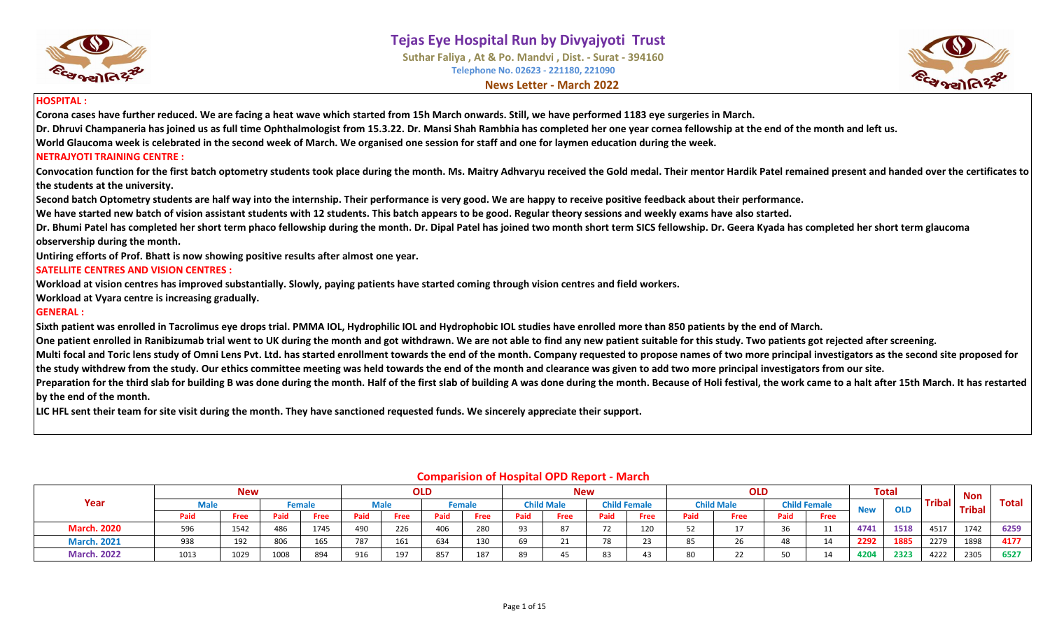# Tejas Eye Hospital Run by Divyajyoti Trust

Suthar Faliya , At & Po. Mandvi , Dist. - Surat - 394160

Telephone No. 02623 - 221180, 221090

**News Letter - March 2022**

## HOSPITAL :

**Corona cases have further reduced. We are facing a heat wave which started from 15h March onwards. Still, we have performed 1183 eye surgeries in March.**

**Dr. Dhruvi Champaneria has joined us as full time Ophthalmologist from 15.3.22. Dr. Mansi Shah Rambhia has completed her one year cornea fellowship at the end of the month and left us.**

**World Glaucoma week is celebrated in the second week of March. We organised one session for staff and one for laymen education during the week.**

## NETRAJYOTI TRAINING CENTRE :

**Convocation function for the first batch optometry students took place during the month. Ms. Maitry Adhvaryu received the Gold medal. Their mentor Hardik Patel remained present and handed over the certificates to the students at the university.**

**Second batch Optometry students are half way into the internship. Their performance is very good. We are happy to receive positive feedback about their performance.**

**We have started new batch of vision assistant students with 12 students. This batch appears to be good. Regular theory sessions and weekly exams have also started.**

**Dr. Bhumi Patel has completed her short term phaco fellowship during the month. Dr. Dipal Patel has joined two month short term SICS fellowship. Dr. Geera Kyada has completed her short term glaucoma observership during the month.**

**Untiring efforts of Prof. Bhatt is now showing positive results after almost one year.**

## SATELLITE CENTRES AND VISION CENTRES :

**Workload at vision centres has improved substantially. Slowly, paying patients have started coming through vision centres and field workers.**

**Workload at Vyara centre is increasing gradually.**

## GENERAL :

**Sixth patient was enrolled in Tacrolimus eye drops trial. PMMA IOL, Hydrophilic IOL and Hydrophobic IOL studies have enrolled more than 850 patients by the end of March.**

**One patient enrolled in Ranibizumab trial went to UK during the month and got withdrawn. We are not able to find any new patient suitable for this study. Two patients got rejected after screening.**

**Multi focal and Toric lens study of Omni Lens Pvt. Ltd. has started enrollment towards the end of the month. Company requested to propose names of two more principal investigators as the second site proposed for the study withdrew from the study. Our ethics committee meeting was held towards the end of the month and clearance was given to add two more principal investigators from our site.**

**Preparation for the third slab for building B was done during the month. Half of the first slab of building A was done during the month. Because of Holi festival, the work came to a halt after 15th March. It has restarted by the end of the month.**

**LIC HFL sent their team for site visit during the month. They have sanctioned requested funds. We sincerely appreciate their support.**

## Comparision of Hospital OPD Report - March

| Year | New | | | | OLD | | | | New | | | | OLD | | | | Total | | Tribal | Non Tribal | Total |
|---|---|---|---|---|---|---|---|---|---|---|---|---|---|---|---|---|---|---|---|---|---|
| | Male | | Female | | Male | | Female | | Child Male | | Child Female | | Child Male | | Child Female | | New | OLD | | | |
| | Paid | Free | Paid | Free | Paid | Free | Paid | Free | Paid | Free | Paid | Free | Paid | Free | Paid | Free | | | | | |
| March. 2020 | 596 | 1542 | 486 | 1745 | 490 | 226 | 406 | 280 | 93 | 87 | 72 | 120 | 52 | 17 | 36 | 11 | 4741 | 1518 | 4517 | 1742 | 6259 |
| March. 2021 | 938 | 192 | 806 | 165 | 787 | 161 | 634 | 130 | 69 | 21 | 78 | 23 | 85 | 26 | 48 | 14 | 2292 | 1885 | 2279 | 1898 | 4177 |
| March. 2022 | 1013 | 1029 | 1008 | 894 | 916 | 197 | 857 | 187 | 89 | 45 | 83 | 43 | 80 | 22 | 50 | 14 | 4204 | 2323 | 4222 | 2305 | 6527 |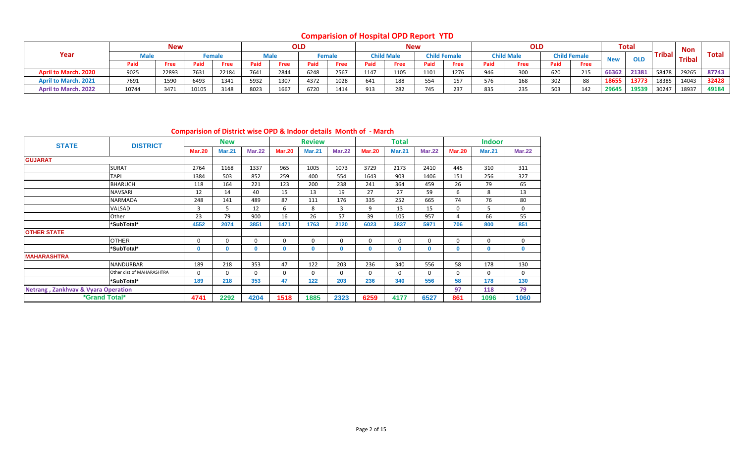## Comparision of Hospital OPD Report YTD

| Year | New | | | | OLD | | | | New | | | | OLD | | | | Total | | Tribal | Non Tribal | Total |
|---|---|---|---|---|---|---|---|---|---|---|---|---|---|---|---|---|---|---|---|---|---|
| | Male | | Female | | Male | | Female | | Child Male | | Child Female | | Child Male | | Child Female | | New | OLD | | | |
| | Paid | Free | Paid | Free | Paid | Free | Paid | Free | Paid | Free | Paid | Free | Paid | Free | Paid | Free | | | | | |
| April to March. 2020 | 9025 | 22893 | 7631 | 22184 | 7641 | 2844 | 6248 | 2567 | 1147 | 1105 | 1101 | 1276 | 946 | 300 | 620 | 215 | 66362 | 21381 | 58478 | 29265 | 87743 |
| April to March. 2021 | 7691 | 1590 | 6493 | 1341 | 5932 | 1307 | 4372 | 1028 | 641 | 188 | 554 | 157 | 576 | 168 | 302 | 88 | 18655 | 13773 | 18385 | 14043 | 32428 |
| April to March. 2022 | 10744 | 3471 | 10105 | 3148 | 8023 | 1667 | 6720 | 1414 | 913 | 282 | 745 | 237 | 835 | 235 | 503 | 142 | 29645 | 19539 | 30247 | 18937 | 49184 |

## Comparision of District wise OPD & Indoor details Month of - March

| STATE | DISTRICT | New | | | Review | | | Total | | | Indoor | | |
|---|---|---|---|---|---|---|---|---|---|---|---|---|---|
| | | Mar.20 | Mar.21 | Mar.22 | Mar.20 | Mar.21 | Mar.22 | Mar.20 | Mar.21 | Mar.22 | Mar.20 | Mar.21 | Mar.22 |
| GUJARAT | | | | | | | | | | | | | |
| | SURAT | 2764 | 1168 | 1337 | 965 | 1005 | 1073 | 3729 | 2173 | 2410 | 445 | 310 | 311 |
| | TAPI | 1384 | 503 | 852 | 259 | 400 | 554 | 1643 | 903 | 1406 | 151 | 256 | 327 |
| | BHARUCH | 118 | 164 | 221 | 123 | 200 | 238 | 241 | 364 | 459 | 26 | 79 | 65 |
| | NAVSARI | 12 | 14 | 40 | 15 | 13 | 19 | 27 | 27 | 59 | 6 | 8 | 13 |
| | NARMADA | 248 | 141 | 489 | 87 | 111 | 176 | 335 | 252 | 665 | 74 | 76 | 80 |
| | VALSAD | 3 | 5 | 12 | 6 | 8 | 3 | 9 | 13 | 15 | 0 | 5 | 0 |
| | Other | 23 | 79 | 900 | 16 | 26 | 57 | 39 | 105 | 957 | 4 | 66 | 55 |
| | *SubTotal* | 4552 | 2074 | 3851 | 1471 | 1763 | 2120 | 6023 | 3837 | 5971 | 706 | 800 | 851 |
| OTHER STATE | | | | | | | | | | | | | |
| | OTHER | 0 | 0 | 0 | 0 | 0 | 0 | 0 | 0 | 0 | 0 | 0 | 0 |
| | *SubTotal* | 0 | 0 | 0 | 0 | 0 | 0 | 0 | 0 | 0 | 0 | 0 | 0 |
| MAHARASHTRA | | | | | | | | | | | | | |
| | NANDURBAR | 189 | 218 | 353 | 47 | 122 | 203 | 236 | 340 | 556 | 58 | 178 | 130 |
| | Other dist.of MAHARASHTRA | 0 | 0 | 0 | 0 | 0 | 0 | 0 | 0 | 0 | 0 | 0 | 0 |
| | *SubTotal* | 189 | 218 | 353 | 47 | 122 | 203 | 236 | 340 | 556 | 58 | 178 | 130 |
| Netrang , Zankhvav & Vyara Operation | | | | | | | | | | | 97 | 118 | 79 |
| *Grand Total* | | 4741 | 2292 | 4204 | 1518 | 1885 | 2323 | 6259 | 4177 | 6527 | 861 | 1096 | 1060 |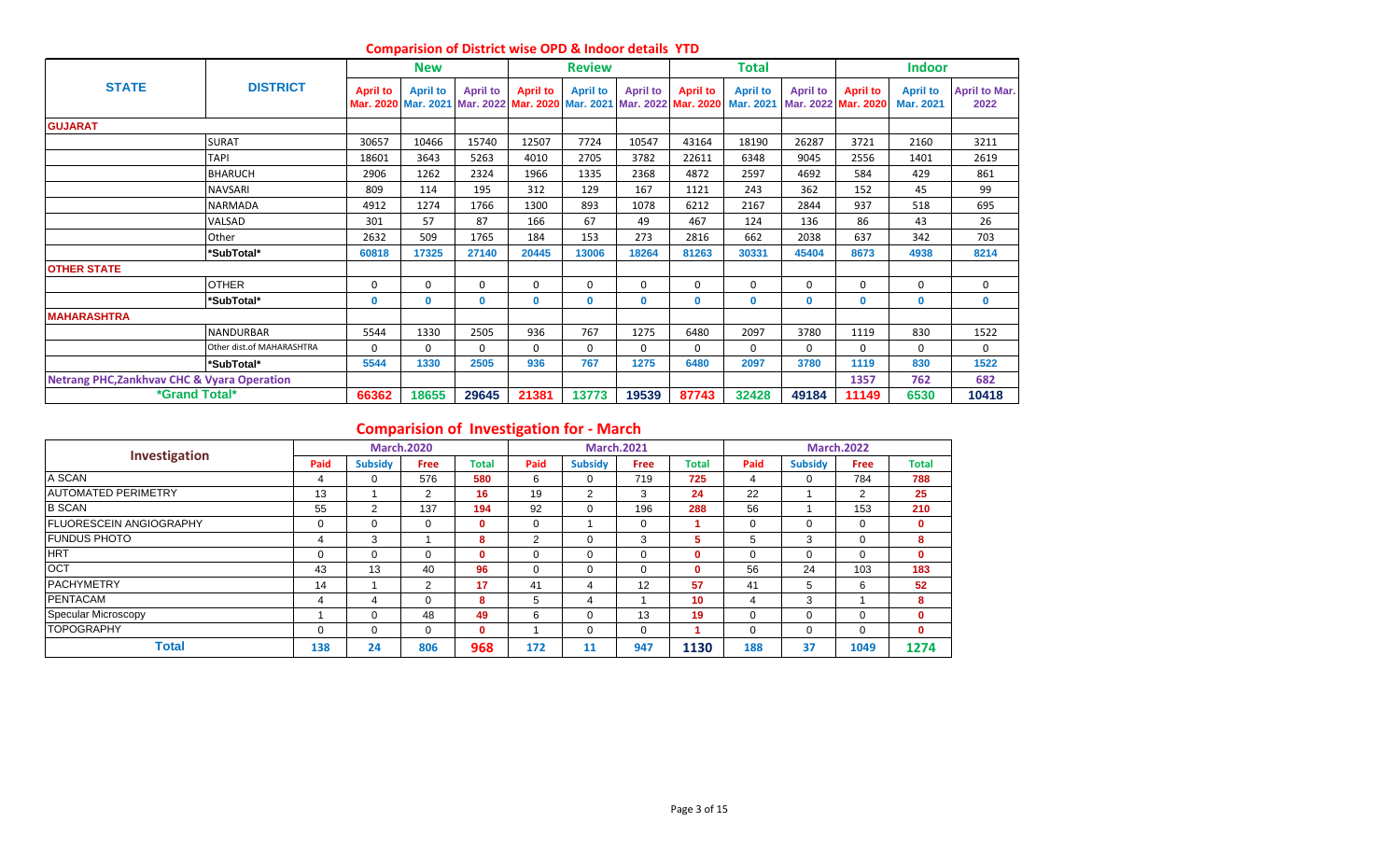## Comparision of District wise OPD & Indoor details YTD

| STATE | DISTRICT | New | | | Review | | | Total | | | Indoor | | |
|---|---|---|---|---|---|---|---|---|---|---|---|---|---|
| | | April to Mar. 2020 | April to Mar. 2021 | April to Mar. 2022 | April to Mar. 2020 | April to Mar. 2021 | April to Mar. 2022 | April to Mar. 2020 | April to Mar. 2021 | April to Mar. 2022 | April to Mar. 2020 | April to Mar. 2021 | April to Mar. 2022 |
| **GUJARAT** | | | | | | | | | | | | | |
| | SURAT | 30657 | 10466 | 15740 | 12507 | 7724 | 10547 | 43164 | 18190 | 26287 | 3721 | 2160 | 3211 |
| | TAPI | 18601 | 3643 | 5263 | 4010 | 2705 | 3782 | 22611 | 6348 | 9045 | 2556 | 1401 | 2619 |
| | BHARUCH | 2906 | 1262 | 2324 | 1966 | 1335 | 2368 | 4872 | 2597 | 4692 | 584 | 429 | 861 |
| | NAVSARI | 809 | 114 | 195 | 312 | 129 | 167 | 1121 | 243 | 362 | 152 | 45 | 99 |
| | NARMADA | 4912 | 1274 | 1766 | 1300 | 893 | 1078 | 6212 | 2167 | 2844 | 937 | 518 | 695 |
| | VALSAD | 301 | 57 | 87 | 166 | 67 | 49 | 467 | 124 | 136 | 86 | 43 | 26 |
| | Other | 2632 | 509 | 1765 | 184 | 153 | 273 | 2816 | 662 | 2038 | 637 | 342 | 703 |
| | *SubTotal* | 60818 | 17325 | 27140 | 20445 | 13006 | 18264 | 81263 | 30331 | 45404 | 8673 | 4938 | 8214 |
| **OTHER STATE** | | | | | | | | | | | | | |
| | OTHER | 0 | 0 | 0 | 0 | 0 | 0 | 0 | 0 | 0 | 0 | 0 | 0 |
| | *SubTotal* | 0 | 0 | 0 | 0 | 0 | 0 | 0 | 0 | 0 | 0 | 0 | 0 |
| **MAHARASHTRA** | | | | | | | | | | | | | |
| | NANDURBAR | 5544 | 1330 | 2505 | 936 | 767 | 1275 | 6480 | 2097 | 3780 | 1119 | 830 | 1522 |
| | Other dist.of MAHARASHTRA | 0 | 0 | 0 | 0 | 0 | 0 | 0 | 0 | 0 | 0 | 0 | 0 |
| | *SubTotal* | 5544 | 1330 | 2505 | 936 | 767 | 1275 | 6480 | 2097 | 3780 | 1119 | 830 | 1522 |
| **Netrang PHC,Zankhvav CHC & Vyara Operation** | | | | | | | | | | | 1357 | 762 | 682 |
| *Grand Total* | | 66362 | 18655 | 29645 | 21381 | 13773 | 19539 | 87743 | 32428 | 49184 | 11149 | 6530 | 10418 |

## Comparision of Investigation for - March

| Investigation | March.2020 | | | | March.2021 | | | | March.2022 | | | |
|---|---|---|---|---|---|---|---|---|---|---|---|---|
| | Paid | Subsidy | Free | Total | Paid | Subsidy | Free | Total | Paid | Subsidy | Free | Total |
| A SCAN | 4 | 0 | 576 | 580 | 6 | 0 | 719 | 725 | 4 | 0 | 784 | 788 |
| AUTOMATED PERIMETRY | 13 | 1 | 2 | 16 | 19 | 2 | 3 | 24 | 22 | 1 | 2 | 25 |
| B SCAN | 55 | 2 | 137 | 194 | 92 | 0 | 196 | 288 | 56 | 1 | 153 | 210 |
| FLUORESCEIN ANGIOGRAPHY | 0 | 0 | 0 | 0 | 0 | 1 | 0 | 1 | 0 | 0 | 0 | 0 |
| FUNDUS PHOTO | 4 | 3 | 1 | 8 | 2 | 0 | 3 | 5 | 5 | 3 | 0 | 8 |
| HRT | 0 | 0 | 0 | 0 | 0 | 0 | 0 | 0 | 0 | 0 | 0 | 0 |
| OCT | 43 | 13 | 40 | 96 | 0 | 0 | 0 | 0 | 56 | 24 | 103 | 183 |
| PACHYMETRY | 14 | 1 | 2 | 17 | 41 | 4 | 12 | 57 | 41 | 5 | 6 | 52 |
| PENTACAM | 4 | 4 | 0 | 8 | 5 | 4 | 1 | 10 | 4 | 3 | 1 | 8 |
| Specular Microscopy | 1 | 0 | 48 | 49 | 6 | 0 | 13 | 19 | 0 | 0 | 0 | 0 |
| TOPOGRAPHY | 0 | 0 | 0 | 0 | 1 | 0 | 0 | 1 | 0 | 0 | 0 | 0 |
| **Total** | 138 | 24 | 806 | 968 | 172 | 11 | 947 | 1130 | 188 | 37 | 1049 | 1274 |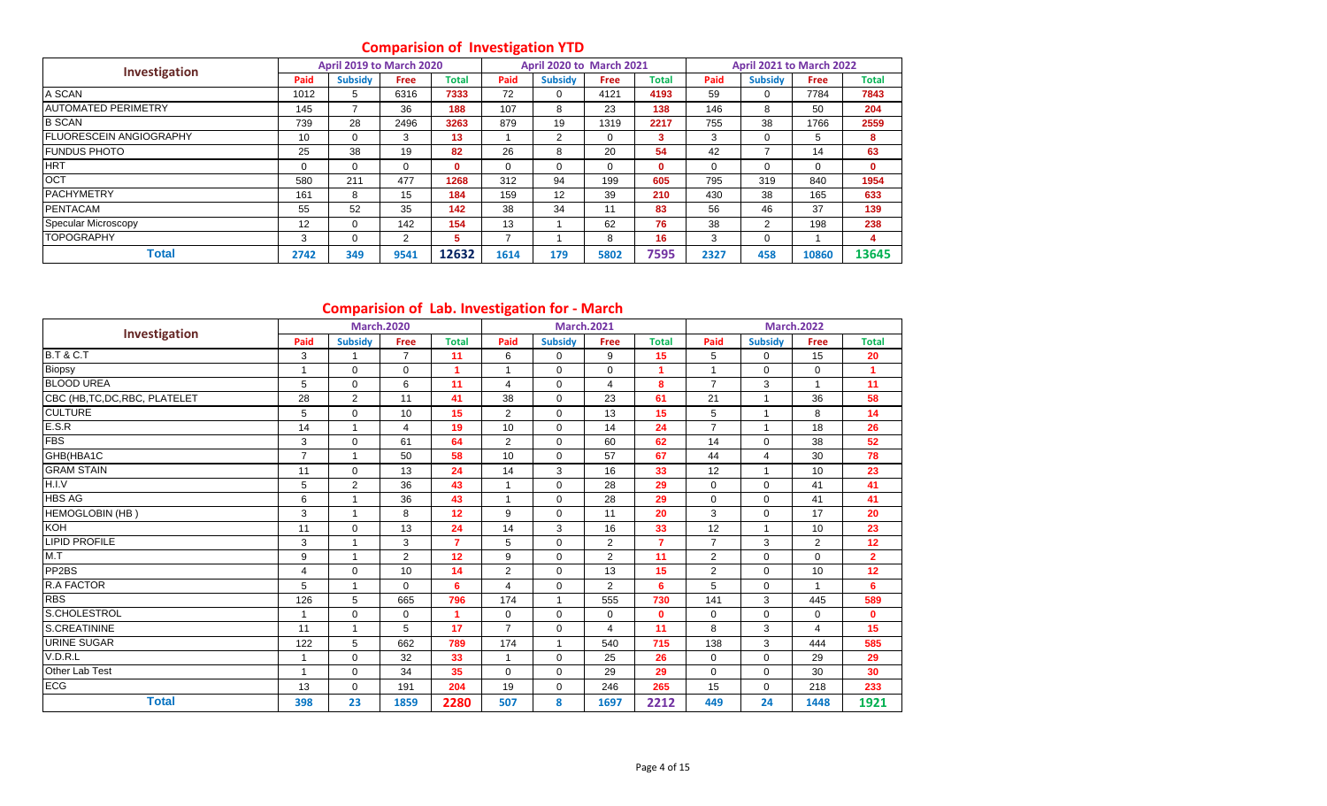## Comparision of Investigation YTD

| Investigation | April 2019 to March 2020 | | | | April 2020 to March 2021 | | | | April 2021 to March 2022 | | | |
|---|---|---|---|---|---|---|---|---|---|---|---|---|
| | Paid | Subsidy | Free | Total | Paid | Subsidy | Free | Total | Paid | Subsidy | Free | Total |
| A SCAN | 1012 | 5 | 6316 | 7333 | 72 | 0 | 4121 | 4193 | 59 | 0 | 7784 | 7843 |
| AUTOMATED PERIMETRY | 145 | 7 | 36 | 188 | 107 | 8 | 23 | 138 | 146 | 8 | 50 | 204 |
| B SCAN | 739 | 28 | 2496 | 3263 | 879 | 19 | 1319 | 2217 | 755 | 38 | 1766 | 2559 |
| FLUORESCEIN ANGIOGRAPHY | 10 | 0 | 3 | 13 | 1 | 2 | 0 | 3 | 3 | 0 | 5 | 8 |
| FUNDUS PHOTO | 25 | 38 | 19 | 82 | 26 | 8 | 20 | 54 | 42 | 7 | 14 | 63 |
| HRT | 0 | 0 | 0 | 0 | 0 | 0 | 0 | 0 | 0 | 0 | 0 | 0 |
| OCT | 580 | 211 | 477 | 1268 | 312 | 94 | 199 | 605 | 795 | 319 | 840 | 1954 |
| PACHYMETRY | 161 | 8 | 15 | 184 | 159 | 12 | 39 | 210 | 430 | 38 | 165 | 633 |
| PENTACAM | 55 | 52 | 35 | 142 | 38 | 34 | 11 | 83 | 56 | 46 | 37 | 139 |
| Specular Microscopy | 12 | 0 | 142 | 154 | 13 | 1 | 62 | 76 | 38 | 2 | 198 | 238 |
| TOPOGRAPHY | 3 | 0 | 2 | 5 | 7 | 1 | 8 | 16 | 3 | 0 | 1 | 4 |
| **Total** | **2742** | **349** | **9541** | **12632** | **1614** | **179** | **5802** | **7595** | **2327** | **458** | **10860** | **13645** |

## Comparision of Lab. Investigation for - March

| Investigation | March.2020 | | | | March.2021 | | | | March.2022 | | | |
|---|---|---|---|---|---|---|---|---|---|---|---|---|
| | Paid | Subsidy | Free | Total | Paid | Subsidy | Free | Total | Paid | Subsidy | Free | Total |
| B.T & C.T | 3 | 1 | 7 | 11 | 6 | 0 | 9 | 15 | 5 | 0 | 15 | 20 |
| Biopsy | 1 | 0 | 0 | 1 | 1 | 0 | 0 | 1 | 1 | 0 | 0 | 1 |
| BLOOD UREA | 5 | 0 | 6 | 11 | 4 | 0 | 4 | 8 | 7 | 3 | 1 | 11 |
| CBC (HB,TC,DC,RBC, PLATELET | 28 | 2 | 11 | 41 | 38 | 0 | 23 | 61 | 21 | 1 | 36 | 58 |
| CULTURE | 5 | 0 | 10 | 15 | 2 | 0 | 13 | 15 | 5 | 1 | 8 | 14 |
| E.S.R | 14 | 1 | 4 | 19 | 10 | 0 | 14 | 24 | 7 | 1 | 18 | 26 |
| FBS | 3 | 0 | 61 | 64 | 2 | 0 | 60 | 62 | 14 | 0 | 38 | 52 |
| GHB(HBA1C | 7 | 1 | 50 | 58 | 10 | 0 | 57 | 67 | 44 | 4 | 30 | 78 |
| GRAM STAIN | 11 | 0 | 13 | 24 | 14 | 3 | 16 | 33 | 12 | 1 | 10 | 23 |
| H.I.V | 5 | 2 | 36 | 43 | 1 | 0 | 28 | 29 | 0 | 0 | 41 | 41 |
| HBS AG | 6 | 1 | 36 | 43 | 1 | 0 | 28 | 29 | 0 | 0 | 41 | 41 |
| HEMOGLOBIN (HB ) | 3 | 1 | 8 | 12 | 9 | 0 | 11 | 20 | 3 | 0 | 17 | 20 |
| KOH | 11 | 0 | 13 | 24 | 14 | 3 | 16 | 33 | 12 | 1 | 10 | 23 |
| LIPID PROFILE | 3 | 1 | 3 | 7 | 5 | 0 | 2 | 7 | 7 | 3 | 2 | 12 |
| M.T | 9 | 1 | 2 | 12 | 9 | 0 | 2 | 11 | 2 | 0 | 0 | 2 |
| PP2BS | 4 | 0 | 10 | 14 | 2 | 0 | 13 | 15 | 2 | 0 | 10 | 12 |
| R.A FACTOR | 5 | 1 | 0 | 6 | 4 | 0 | 2 | 6 | 5 | 0 | 1 | 6 |
| RBS | 126 | 5 | 665 | 796 | 174 | 1 | 555 | 730 | 141 | 3 | 445 | 589 |
| S.CHOLESTROL | 1 | 0 | 0 | 1 | 0 | 0 | 0 | 0 | 0 | 0 | 0 | 0 |
| S.CREATININE | 11 | 1 | 5 | 17 | 7 | 0 | 4 | 11 | 8 | 3 | 4 | 15 |
| URINE SUGAR | 122 | 5 | 662 | 789 | 174 | 1 | 540 | 715 | 138 | 3 | 444 | 585 |
| V.D.R.L | 1 | 0 | 32 | 33 | 1 | 0 | 25 | 26 | 0 | 0 | 29 | 29 |
| Other Lab Test | 1 | 0 | 34 | 35 | 0 | 0 | 29 | 29 | 0 | 0 | 30 | 30 |
| ECG | 13 | 0 | 191 | 204 | 19 | 0 | 246 | 265 | 15 | 0 | 218 | 233 |
| **Total** | **398** | **23** | **1859** | **2280** | **507** | **8** | **1697** | **2212** | **449** | **24** | **1448** | **1921** |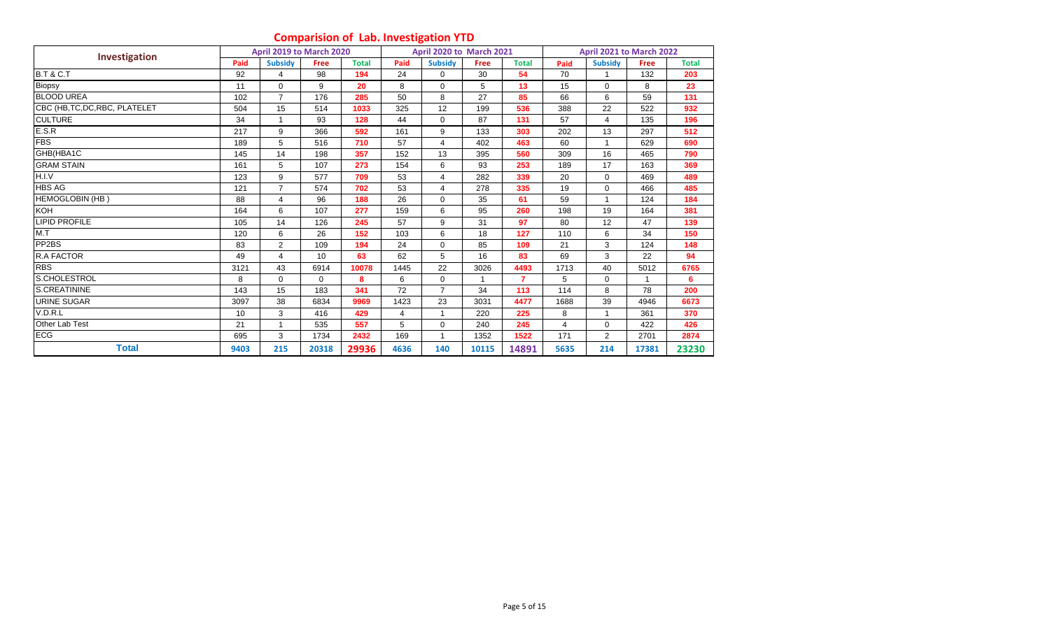# Comparision of Lab. Investigation YTD

| Investigation | April 2019 to March 2020 | | | | April 2020 to March 2021 | | | | April 2021 to March 2022 | | | |
|---|---|---|---|---|---|---|---|---|---|---|---|---|
| | Paid | Subsidy | Free | Total | Paid | Subsidy | Free | Total | Paid | Subsidy | Free | Total |
| B.T & C.T | 92 | 4 | 98 | 194 | 24 | 0 | 30 | 54 | 70 | 1 | 132 | 203 |
| Biopsy | 11 | 0 | 9 | 20 | 8 | 0 | 5 | 13 | 15 | 0 | 8 | 23 |
| BLOOD UREA | 102 | 7 | 176 | 285 | 50 | 8 | 27 | 85 | 66 | 6 | 59 | 131 |
| CBC (HB,TC,DC,RBC, PLATELET | 504 | 15 | 514 | 1033 | 325 | 12 | 199 | 536 | 388 | 22 | 522 | 932 |
| CULTURE | 34 | 1 | 93 | 128 | 44 | 0 | 87 | 131 | 57 | 4 | 135 | 196 |
| E.S.R | 217 | 9 | 366 | 592 | 161 | 9 | 133 | 303 | 202 | 13 | 297 | 512 |
| FBS | 189 | 5 | 516 | 710 | 57 | 4 | 402 | 463 | 60 | 1 | 629 | 690 |
| GHB(HBA1C | 145 | 14 | 198 | 357 | 152 | 13 | 395 | 560 | 309 | 16 | 465 | 790 |
| GRAM STAIN | 161 | 5 | 107 | 273 | 154 | 6 | 93 | 253 | 189 | 17 | 163 | 369 |
| H.I.V | 123 | 9 | 577 | 709 | 53 | 4 | 282 | 339 | 20 | 0 | 469 | 489 |
| HBS AG | 121 | 7 | 574 | 702 | 53 | 4 | 278 | 335 | 19 | 0 | 466 | 485 |
| HEMOGLOBIN (HB ) | 88 | 4 | 96 | 188 | 26 | 0 | 35 | 61 | 59 | 1 | 124 | 184 |
| KOH | 164 | 6 | 107 | 277 | 159 | 6 | 95 | 260 | 198 | 19 | 164 | 381 |
| LIPID PROFILE | 105 | 14 | 126 | 245 | 57 | 9 | 31 | 97 | 80 | 12 | 47 | 139 |
| M.T | 120 | 6 | 26 | 152 | 103 | 6 | 18 | 127 | 110 | 6 | 34 | 150 |
| PP2BS | 83 | 2 | 109 | 194 | 24 | 0 | 85 | 109 | 21 | 3 | 124 | 148 |
| R.A FACTOR | 49 | 4 | 10 | 63 | 62 | 5 | 16 | 83 | 69 | 3 | 22 | 94 |
| RBS | 3121 | 43 | 6914 | 10078 | 1445 | 22 | 3026 | 4493 | 1713 | 40 | 5012 | 6765 |
| S.CHOLESTROL | 8 | 0 | 0 | 8 | 6 | 0 | 1 | 7 | 5 | 0 | 1 | 6 |
| S.CREATININE | 143 | 15 | 183 | 341 | 72 | 7 | 34 | 113 | 114 | 8 | 78 | 200 |
| URINE SUGAR | 3097 | 38 | 6834 | 9969 | 1423 | 23 | 3031 | 4477 | 1688 | 39 | 4946 | 6673 |
| V.D.R.L | 10 | 3 | 416 | 429 | 4 | 1 | 220 | 225 | 8 | 1 | 361 | 370 |
| Other Lab Test | 21 | 1 | 535 | 557 | 5 | 0 | 240 | 245 | 4 | 0 | 422 | 426 |
| ECG | 695 | 3 | 1734 | 2432 | 169 | 1 | 1352 | 1522 | 171 | 2 | 2701 | 2874 |
| **Total** | **9403** | **215** | **20318** | **29936** | **4636** | **140** | **10115** | **14891** | **5635** | **214** | **17381** | **23230** |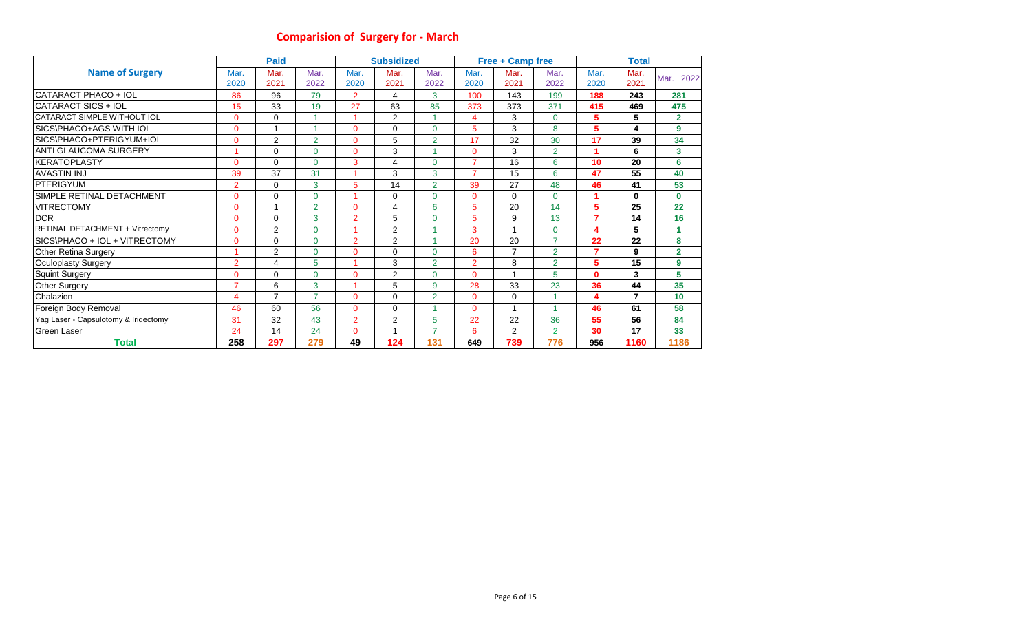## Comparision of Surgery for - March

| Name of Surgery | Paid | | | Subsidized | | | Free + Camp free | | | Total | | |
|---|---|---|---|---|---|---|---|---|---|---|---|---|
| | Mar. 2020 | Mar. 2021 | Mar. 2022 | Mar. 2020 | Mar. 2021 | Mar. 2022 | Mar. 2020 | Mar. 2021 | Mar. 2022 | Mar. 2020 | Mar. 2021 | Mar. 2022 |
| CATARACT PHACO + IOL | 86 | 96 | 79 | 2 | 4 | 3 | 100 | 143 | 199 | 188 | 243 | 281 |
| CATARACT SICS + IOL | 15 | 33 | 19 | 27 | 63 | 85 | 373 | 373 | 371 | 415 | 469 | 475 |
| CATARACT SIMPLE WITHOUT IOL | 0 | 0 | 1 | 1 | 2 | 1 | 4 | 3 | 0 | 5 | 5 | 2 |
| SICS\PHACO+AGS WITH IOL | 0 | 1 | 1 | 0 | 0 | 0 | 5 | 3 | 8 | 5 | 4 | 9 |
| SICS\PHACO+PTERIGYUM+IOL | 0 | 2 | 2 | 0 | 5 | 2 | 17 | 32 | 30 | 17 | 39 | 34 |
| ANTI GLAUCOMA SURGERY | 1 | 0 | 0 | 0 | 3 | 1 | 0 | 3 | 2 | 1 | 6 | 3 |
| KERATOPLASTY | 0 | 0 | 0 | 3 | 4 | 0 | 7 | 16 | 6 | 10 | 20 | 6 |
| AVASTIN INJ | 39 | 37 | 31 | 1 | 3 | 3 | 7 | 15 | 6 | 47 | 55 | 40 |
| PTERIGYUM | 2 | 0 | 3 | 5 | 14 | 2 | 39 | 27 | 48 | 46 | 41 | 53 |
| SIMPLE RETINAL DETACHMENT | 0 | 0 | 0 | 1 | 0 | 0 | 0 | 0 | 0 | 1 | 0 | 0 |
| VITRECTOMY | 0 | 1 | 2 | 0 | 4 | 6 | 5 | 20 | 14 | 5 | 25 | 22 |
| DCR | 0 | 0 | 3 | 2 | 5 | 0 | 5 | 9 | 13 | 7 | 14 | 16 |
| RETINAL DETACHMENT + Vitrectomy | 0 | 2 | 0 | 1 | 2 | 1 | 3 | 1 | 0 | 4 | 5 | 1 |
| SICS\PHACO + IOL + VITRECTOMY | 0 | 0 | 0 | 2 | 2 | 1 | 20 | 20 | 7 | 22 | 22 | 8 |
| Other Retina Surgery | 1 | 2 | 0 | 0 | 0 | 0 | 6 | 7 | 2 | 7 | 9 | 2 |
| Oculoplasty Surgery | 2 | 4 | 5 | 1 | 3 | 2 | 2 | 8 | 2 | 5 | 15 | 9 |
| Squint Surgery | 0 | 0 | 0 | 0 | 2 | 0 | 0 | 1 | 5 | 0 | 3 | 5 |
| Other Surgery | 7 | 6 | 3 | 1 | 5 | 9 | 28 | 33 | 23 | 36 | 44 | 35 |
| Chalazion | 4 | 7 | 7 | 0 | 0 | 2 | 0 | 0 | 1 | 4 | 7 | 10 |
| Foreign Body Removal | 46 | 60 | 56 | 0 | 0 | 1 | 0 | 1 | 1 | 46 | 61 | 58 |
| Yag Laser - Capsulotomy & Iridectomy | 31 | 32 | 43 | 2 | 2 | 5 | 22 | 22 | 36 | 55 | 56 | 84 |
| Green Laser | 24 | 14 | 24 | 0 | 1 | 7 | 6 | 2 | 2 | 30 | 17 | 33 |
| **Total** | **258** | **297** | **279** | **49** | **124** | **131** | **649** | **739** | **776** | **956** | **1160** | **1186** |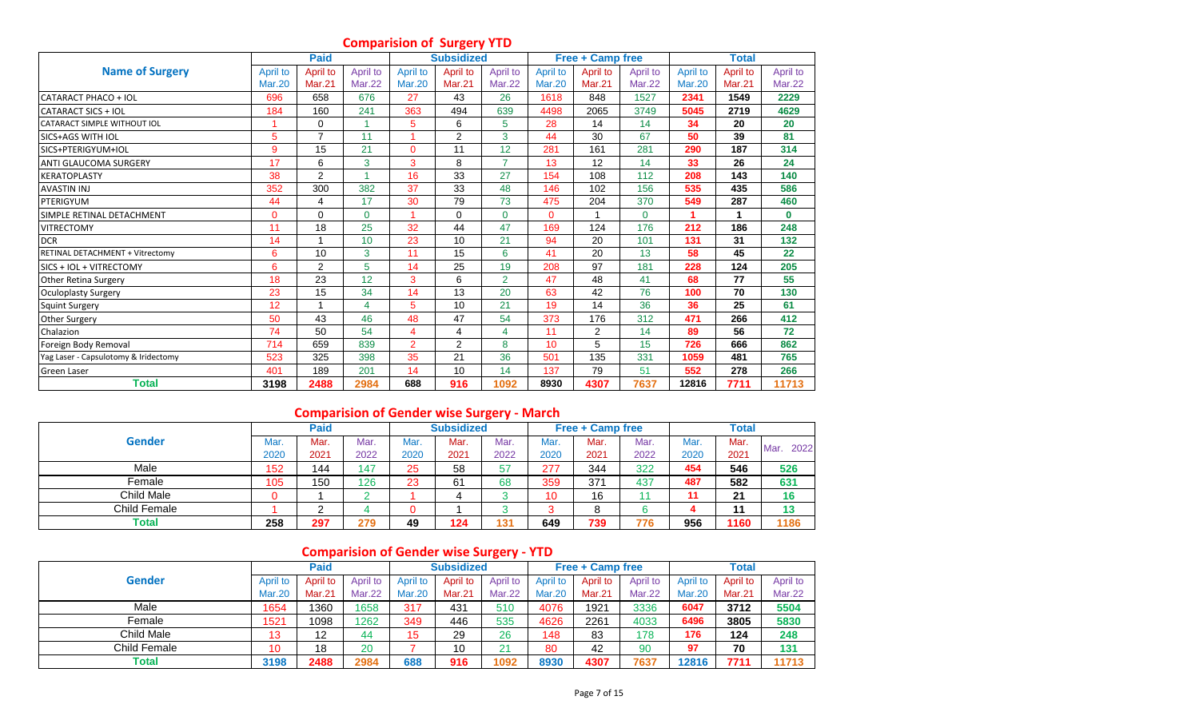## Comparision of Surgery YTD

| Name of Surgery | Paid | | | Subsidized | | | Free + Camp free | | | Total | | |
|---|---|---|---|---|---|---|---|---|---|---|---|---|
| | April to Mar.20 | April to Mar.21 | April to Mar.22 | April to Mar.20 | April to Mar.21 | April to Mar.22 | April to Mar.20 | April to Mar.21 | April to Mar.22 | April to Mar.20 | April to Mar.21 | April to Mar.22 |
| CATARACT PHACO + IOL | 696 | 658 | 676 | 27 | 43 | 26 | 1618 | 848 | 1527 | 2341 | 1549 | 2229 |
| CATARACT SICS + IOL | 184 | 160 | 241 | 363 | 494 | 639 | 4498 | 2065 | 3749 | 5045 | 2719 | 4629 |
| CATARACT SIMPLE WITHOUT IOL | 1 | 0 | 1 | 5 | 6 | 5 | 28 | 14 | 14 | 34 | 20 | 20 |
| SICS+AGS WITH IOL | 5 | 7 | 11 | 1 | 2 | 3 | 44 | 30 | 67 | 50 | 39 | 81 |
| SICS+PTERIGYUM+IOL | 9 | 15 | 21 | 0 | 11 | 12 | 281 | 161 | 281 | 290 | 187 | 314 |
| ANTI GLAUCOMA SURGERY | 17 | 6 | 3 | 3 | 8 | 7 | 13 | 12 | 14 | 33 | 26 | 24 |
| KERATOPLASTY | 38 | 2 | 1 | 16 | 33 | 27 | 154 | 108 | 112 | 208 | 143 | 140 |
| AVASTIN INJ | 352 | 300 | 382 | 37 | 33 | 48 | 146 | 102 | 156 | 535 | 435 | 586 |
| PTERIGYUM | 44 | 4 | 17 | 30 | 79 | 73 | 475 | 204 | 370 | 549 | 287 | 460 |
| SIMPLE RETINAL DETACHMENT | 0 | 0 | 0 | 1 | 0 | 0 | 0 | 1 | 0 | 1 | 1 | 0 |
| VITRECTOMY | 11 | 18 | 25 | 32 | 44 | 47 | 169 | 124 | 176 | 212 | 186 | 248 |
| DCR | 14 | 1 | 10 | 23 | 10 | 21 | 94 | 20 | 101 | 131 | 31 | 132 |
| RETINAL DETACHMENT + Vitrectomy | 6 | 10 | 3 | 11 | 15 | 6 | 41 | 20 | 13 | 58 | 45 | 22 |
| SICS + IOL + VITRECTOMY | 6 | 2 | 5 | 14 | 25 | 19 | 208 | 97 | 181 | 228 | 124 | 205 |
| Other Retina Surgery | 18 | 23 | 12 | 3 | 6 | 2 | 47 | 48 | 41 | 68 | 77 | 55 |
| Oculoplasty Surgery | 23 | 15 | 34 | 14 | 13 | 20 | 63 | 42 | 76 | 100 | 70 | 130 |
| Squint Surgery | 12 | 1 | 4 | 5 | 10 | 21 | 19 | 14 | 36 | 36 | 25 | 61 |
| Other Surgery | 50 | 43 | 46 | 48 | 47 | 54 | 373 | 176 | 312 | 471 | 266 | 412 |
| Chalazion | 74 | 50 | 54 | 4 | 4 | 4 | 11 | 2 | 14 | 89 | 56 | 72 |
| Foreign Body Removal | 714 | 659 | 839 | 2 | 2 | 8 | 10 | 5 | 15 | 726 | 666 | 862 |
| Yag Laser - Capsulotomy & Iridectomy | 523 | 325 | 398 | 35 | 21 | 36 | 501 | 135 | 331 | 1059 | 481 | 765 |
| Green Laser | 401 | 189 | 201 | 14 | 10 | 14 | 137 | 79 | 51 | 552 | 278 | 266 |
| **Total** | **3198** | **2488** | **2984** | **688** | **916** | **1092** | **8930** | **4307** | **7637** | **12816** | **7711** | **11713** |

## Comparision of Gender wise Surgery - March

| Gender | Paid | | | Subsidized | | | Free + Camp free | | | Total | | |
|---|---|---|---|---|---|---|---|---|---|---|---|---|
| | Mar. 2020 | Mar. 2021 | Mar. 2022 | Mar. 2020 | Mar. 2021 | Mar. 2022 | Mar. 2020 | Mar. 2021 | Mar. 2022 | Mar. 2020 | Mar. 2021 | Mar. 2022 |
| Male | 152 | 144 | 147 | 25 | 58 | 57 | 277 | 344 | 322 | 454 | 546 | 526 |
| Female | 105 | 150 | 126 | 23 | 61 | 68 | 359 | 371 | 437 | 487 | 582 | 631 |
| Child Male | 0 | 1 | 2 | 1 | 4 | 3 | 10 | 16 | 11 | 11 | 21 | 16 |
| Child Female | 1 | 2 | 4 | 0 | 1 | 3 | 3 | 8 | 6 | 4 | 11 | 13 |
| **Total** | **258** | **297** | **279** | **49** | **124** | **131** | **649** | **739** | **776** | **956** | **1160** | **1186** |

## Comparision of Gender wise Surgery - YTD

| Gender | Paid | | | Subsidized | | | Free + Camp free | | | Total | | |
|---|---|---|---|---|---|---|---|---|---|---|---|---|
| | April to Mar.20 | April to Mar.21 | April to Mar.22 | April to Mar.20 | April to Mar.21 | April to Mar.22 | April to Mar.20 | April to Mar.21 | April to Mar.22 | April to Mar.20 | April to Mar.21 | April to Mar.22 |
| Male | 1654 | 1360 | 1658 | 317 | 431 | 510 | 4076 | 1921 | 3336 | 6047 | 3712 | 5504 |
| Female | 1521 | 1098 | 1262 | 349 | 446 | 535 | 4626 | 2261 | 4033 | 6496 | 3805 | 5830 |
| Child Male | 13 | 12 | 44 | 15 | 29 | 26 | 148 | 83 | 178 | 176 | 124 | 248 |
| Child Female | 10 | 18 | 20 | 7 | 10 | 21 | 80 | 42 | 90 | 97 | 70 | 131 |
| **Total** | **3198** | **2488** | **2984** | **688** | **916** | **1092** | **8930** | **4307** | **7637** | **12816** | **7711** | **11713** |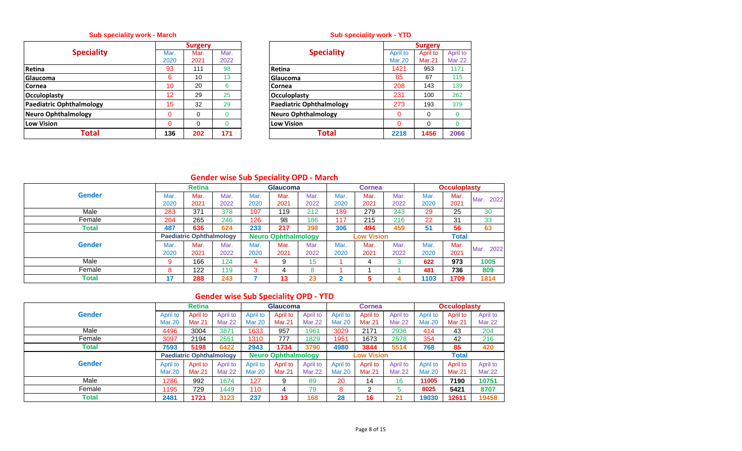## Sub speciality work - March

| Speciality | Surgery | | |
|---|---|---|---|
| | Mar. 2020 | Mar. 2021 | Mar. 2022 |
| Retina | 93 | 111 | 98 |
| Glaucoma | 6 | 10 | 13 |
| Cornea | 10 | 20 | 6 |
| Occuloplasty | 12 | 29 | 25 |
| Paediatric Ophthalmology | 15 | 32 | 29 |
| Neuro Ophthalmology | 0 | 0 | 0 |
| Low Vision | 0 | 0 | 0 |
| **Total** | **136** | **202** | **171** |

## Sub speciality work - YTD

| Speciality | Surgery | | |
|---|---|---|---|
| | April to Mar.20 | April to Mar.21 | April to Mar.22 |
| Retina | 1421 | 953 | 1171 |
| Glaucoma | 85 | 67 | 115 |
| Cornea | 208 | 143 | 139 |
| Occuloplasty | 231 | 100 | 262 |
| Paediatric Ophthalmology | 273 | 193 | 379 |
| Neuro Ophthalmology | 0 | 0 | 0 |
| Low Vision | 0 | 0 | 0 |
| **Total** | **2218** | **1456** | **2066** |

## Gender wise Sub Speciality OPD - March

| Gender | Retina | | | Glaucoma | | | Cornea | | | Occuloplasty | | |
|---|---|---|---|---|---|---|---|---|---|---|---|---|
| | Mar. 2020 | Mar. 2021 | Mar. 2022 | Mar. 2020 | Mar. 2021 | Mar. 2022 | Mar. 2020 | Mar. 2021 | Mar. 2022 | Mar. 2020 | Mar. 2021 | Mar. 2022 |
| Male | 283 | 371 | 378 | 107 | 119 | 212 | 189 | 279 | 243 | 29 | 25 | 30 |
| Female | 204 | 265 | 246 | 126 | 98 | 186 | 117 | 215 | 216 | 22 | 31 | 33 |
| **Total** | **487** | **636** | **624** | **233** | **217** | **398** | **306** | **494** | **459** | **51** | **56** | **63** |
| **Gender** | **Paediatric Ophthalmology** | | | **Neuro Ophthalmology** | | | **Low Vision** | | | **Total** | | |
| | Mar. 2020 | Mar. 2021 | Mar. 2022 | Mar. 2020 | Mar. 2021 | Mar. 2022 | Mar. 2020 | Mar. 2021 | Mar. 2022 | Mar. 2020 | Mar. 2021 | Mar. 2022 |
| Male | 9 | 166 | 124 | 4 | 9 | 15 | 1 | 4 | 3 | 622 | 973 | 1005 |
| Female | 8 | 122 | 119 | 3 | 4 | 8 | 1 | 1 | 1 | 481 | 736 | 809 |
| **Total** | **17** | **288** | **243** | **7** | **13** | **23** | **2** | **5** | **4** | **1103** | **1709** | **1814** |

## Gender wise Sub Speciality OPD - YTD

| Gender | Retina | | | Glaucoma | | | Cornea | | | Occuloplasty | | |
|---|---|---|---|---|---|---|---|---|---|---|---|---|
| | April to Mar.20 | April to Mar.21 | April to Mar.22 | April to Mar.20 | April to Mar.21 | April to Mar.22 | April to Mar.20 | April to Mar.21 | April to Mar.22 | April to Mar.20 | April to Mar.21 | April to Mar.22 |
| Male | 4496 | 3004 | 3871 | 1633 | 957 | 1961 | 3029 | 2171 | 2936 | 414 | 43 | 204 |
| Female | 3097 | 2194 | 2551 | 1310 | 777 | 1829 | 1951 | 1673 | 2578 | 354 | 42 | 216 |
| **Total** | **7593** | **5198** | **6422** | **2943** | **1734** | **3790** | **4980** | **3844** | **5514** | **768** | **85** | **420** |
| **Gender** | **Paediatric Ophthalmology** | | | **Neuro Ophthalmology** | | | **Low Vision** | | | **Total** | | |
| | April to Mar.20 | April to Mar.21 | April to Mar.22 | April to Mar.20 | April to Mar.21 | April to Mar.22 | April to Mar.20 | April to Mar.21 | April to Mar.22 | April to Mar.20 | April to Mar.21 | April to Mar.22 |
| Male | 1286 | 992 | 1674 | 127 | 9 | 89 | 20 | 14 | 16 | 11005 | 7190 | 10751 |
| Female | 1195 | 729 | 1449 | 110 | 4 | 79 | 8 | 2 | 5 | 8025 | 5421 | 8707 |
| **Total** | **2481** | **1721** | **3123** | **237** | **13** | **168** | **28** | **16** | **21** | **19030** | **12611** | **19458** |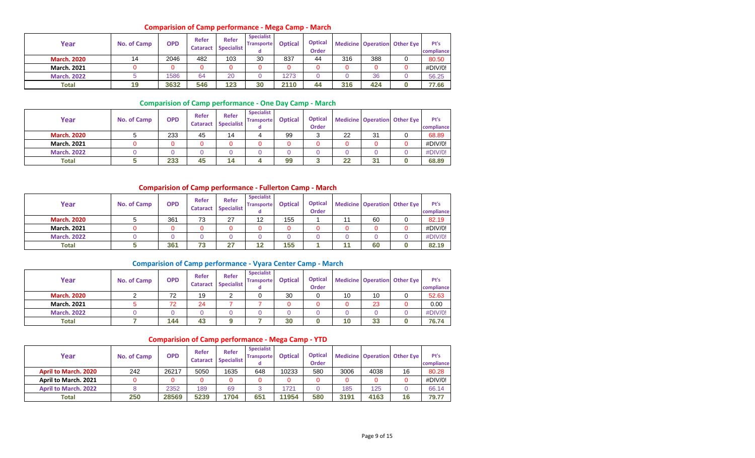## Comparision of Camp performance - Mega Camp - March

| Year | No. of Camp | OPD | Refer Cataract | Refer Specialist | Specialist Transported | Optical | Optical Order | Medicine | Operation | Other Eye | Pt's compliance |
|---|---|---|---|---|---|---|---|---|---|---|---|
| March. 2020 | 14 | 2046 | 482 | 103 | 30 | 837 | 44 | 316 | 388 | 0 | 80.50 |
| March. 2021 | 0 | 0 | 0 | 0 | 0 | 0 | 0 | 0 | 0 | 0 | #DIV/0! |
| March. 2022 | 5 | 1586 | 64 | 20 | 0 | 1273 | 0 | 0 | 36 | 0 | 56.25 |
| Total | 19 | 3632 | 546 | 123 | 30 | 2110 | 44 | 316 | 424 | 0 | 77.66 |

## Comparision of Camp performance - One Day Camp - March

| Year | No. of Camp | OPD | Refer Cataract | Refer Specialist | Specialist Transported | Optical | Optical Order | Medicine | Operation | Other Eye | Pt's compliance |
|---|---|---|---|---|---|---|---|---|---|---|---|
| March. 2020 | 5 | 233 | 45 | 14 | 4 | 99 | 3 | 22 | 31 | 0 | 68.89 |
| March. 2021 | 0 | 0 | 0 | 0 | 0 | 0 | 0 | 0 | 0 | 0 | #DIV/0! |
| March. 2022 | 0 | 0 | 0 | 0 | 0 | 0 | 0 | 0 | 0 | 0 | #DIV/0! |
| Total | 5 | 233 | 45 | 14 | 4 | 99 | 3 | 22 | 31 | 0 | 68.89 |

## Comparision of Camp performance - Fullerton Camp - March

| Year | No. of Camp | OPD | Refer Cataract | Refer Specialist | Specialist Transported | Optical | Optical Order | Medicine | Operation | Other Eye | Pt's compliance |
|---|---|---|---|---|---|---|---|---|---|---|---|
| March. 2020 | 5 | 361 | 73 | 27 | 12 | 155 | 1 | 11 | 60 | 0 | 82.19 |
| March. 2021 | 0 | 0 | 0 | 0 | 0 | 0 | 0 | 0 | 0 | 0 | #DIV/0! |
| March. 2022 | 0 | 0 | 0 | 0 | 0 | 0 | 0 | 0 | 0 | 0 | #DIV/0! |
| Total | 5 | 361 | 73 | 27 | 12 | 155 | 1 | 11 | 60 | 0 | 82.19 |

## Comparision of Camp performance - Vyara Center Camp - March

| Year | No. of Camp | OPD | Refer Cataract | Refer Specialist | Specialist Transported | Optical | Optical Order | Medicine | Operation | Other Eye | Pt's compliance |
|---|---|---|---|---|---|---|---|---|---|---|---|
| March. 2020 | 2 | 72 | 19 | 2 | 0 | 30 | 0 | 10 | 10 | 0 | 52.63 |
| March. 2021 | 5 | 72 | 24 | 7 | 7 | 0 | 0 | 0 | 23 | 0 | 0.00 |
| March. 2022 | 0 | 0 | 0 | 0 | 0 | 0 | 0 | 0 | 0 | 0 | #DIV/0! |
| Total | 7 | 144 | 43 | 9 | 7 | 30 | 0 | 10 | 33 | 0 | 76.74 |

## Comparision of Camp performance - Mega Camp - YTD

| Year | No. of Camp | OPD | Refer Cataract | Refer Specialist | Specialist Transported | Optical | Optical Order | Medicine | Operation | Other Eye | Pt's compliance |
|---|---|---|---|---|---|---|---|---|---|---|---|
| April to March. 2020 | 242 | 26217 | 5050 | 1635 | 648 | 10233 | 580 | 3006 | 4038 | 16 | 80.28 |
| April to March. 2021 | 0 | 0 | 0 | 0 | 0 | 0 | 0 | 0 | 0 | 0 | #DIV/0! |
| April to March. 2022 | 8 | 2352 | 189 | 69 | 3 | 1721 | 0 | 185 | 125 | 0 | 66.14 |
| Total | 250 | 28569 | 5239 | 1704 | 651 | 11954 | 580 | 3191 | 4163 | 16 | 79.77 |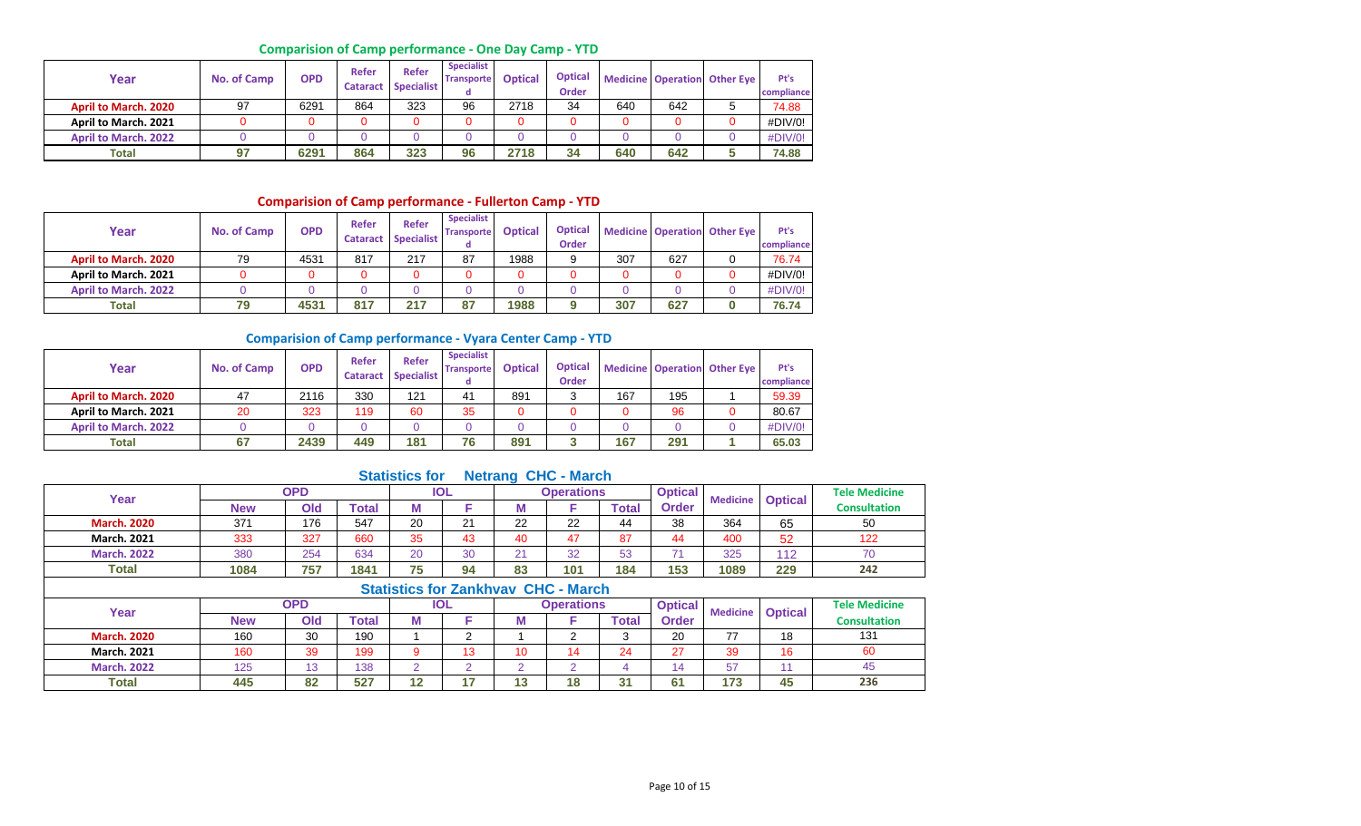## Comparision of Camp performance - One Day Camp - YTD

| Year | No. of Camp | OPD | Refer Cataract | Refer Specialist | Specialist Transported | Optical | Optical Order | Medicine | Operation | Other Eye | Pt's compliance |
|---|---|---|---|---|---|---|---|---|---|---|---|
| April to March. 2020 | 97 | 6291 | 864 | 323 | 96 | 2718 | 34 | 640 | 642 | 5 | 74.88 |
| April to March. 2021 | 0 | 0 | 0 | 0 | 0 | 0 | 0 | 0 | 0 | 0 | #DIV/0! |
| April to March. 2022 | 0 | 0 | 0 | 0 | 0 | 0 | 0 | 0 | 0 | 0 | #DIV/0! |
| Total | 97 | 6291 | 864 | 323 | 96 | 2718 | 34 | 640 | 642 | 5 | 74.88 |

## Comparision of Camp performance - Fullerton Camp - YTD

| Year | No. of Camp | OPD | Refer Cataract | Refer Specialist | Specialist Transported | Optical | Optical Order | Medicine | Operation | Other Eye | Pt's compliance |
|---|---|---|---|---|---|---|---|---|---|---|---|
| April to March. 2020 | 79 | 4531 | 817 | 217 | 87 | 1988 | 9 | 307 | 627 | 0 | 76.74 |
| April to March. 2021 | 0 | 0 | 0 | 0 | 0 | 0 | 0 | 0 | 0 | 0 | #DIV/0! |
| April to March. 2022 | 0 | 0 | 0 | 0 | 0 | 0 | 0 | 0 | 0 | 0 | #DIV/0! |
| Total | 79 | 4531 | 817 | 217 | 87 | 1988 | 9 | 307 | 627 | 0 | 76.74 |

## Comparision of Camp performance - Vyara Center Camp - YTD

| Year | No. of Camp | OPD | Refer Cataract | Refer Specialist | Specialist Transported | Optical | Optical Order | Medicine | Operation | Other Eye | Pt's compliance |
|---|---|---|---|---|---|---|---|---|---|---|---|
| April to March. 2020 | 47 | 2116 | 330 | 121 | 41 | 891 | 3 | 167 | 195 | 1 | 59.39 |
| April to March. 2021 | 20 | 323 | 119 | 60 | 35 | 0 | 0 | 0 | 96 | 0 | 80.67 |
| April to March. 2022 | 0 | 0 | 0 | 0 | 0 | 0 | 0 | 0 | 0 | 0 | #DIV/0! |
| Total | 67 | 2439 | 449 | 181 | 76 | 891 | 3 | 167 | 291 | 1 | 65.03 |

## Statistics for Netrang CHC - March

| Year | OPD | | | IOL | | Operations | | | Optical Order | Medicine | Optical | Tele Medicine Consultation |
|---|---|---|---|---|---|---|---|---|---|---|---|---|
| | New | Old | Total | M | F | M | F | Total | | | | |
| March. 2020 | 371 | 176 | 547 | 20 | 21 | 22 | 22 | 44 | 38 | 364 | 65 | 50 |
| March. 2021 | 333 | 327 | 660 | 35 | 43 | 40 | 47 | 87 | 44 | 400 | 52 | 122 |
| March. 2022 | 380 | 254 | 634 | 20 | 30 | 21 | 32 | 53 | 71 | 325 | 112 | 70 |
| Total | 1084 | 757 | 1841 | 75 | 94 | 83 | 101 | 184 | 153 | 1089 | 229 | 242 |

## Statistics for Zankhvav CHC - March

| Year | OPD | | | IOL | | Operations | | | Optical Order | Medicine | Optical | Tele Medicine Consultation |
|---|---|---|---|---|---|---|---|---|---|---|---|---|
| | New | Old | Total | M | F | M | F | Total | | | | |
| March. 2020 | 160 | 30 | 190 | 1 | 2 | 1 | 2 | 3 | 20 | 77 | 18 | 131 |
| March. 2021 | 160 | 39 | 199 | 9 | 13 | 10 | 14 | 24 | 27 | 39 | 16 | 60 |
| March. 2022 | 125 | 13 | 138 | 2 | 2 | 2 | 2 | 4 | 14 | 57 | 11 | 45 |
| Total | 445 | 82 | 527 | 12 | 17 | 13 | 18 | 31 | 61 | 173 | 45 | 236 |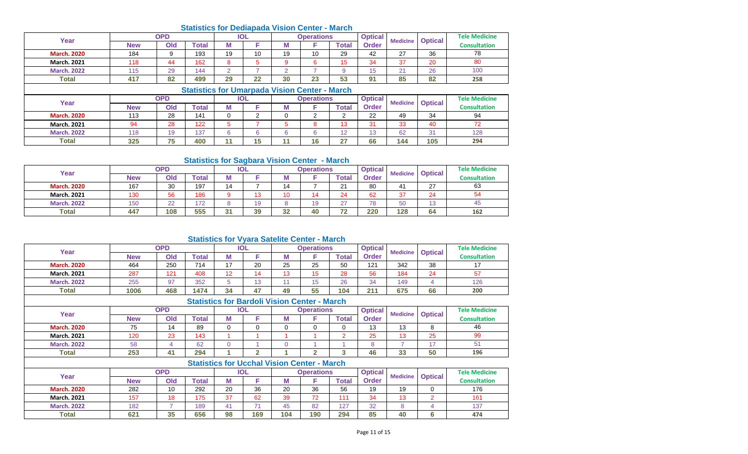## Statistics for Dediapada Vision Center - March

| Year | OPD | | | IOL | | Operations | | | Optical Order | Medicine | Optical | Tele Medicine Consultation |
|---|---|---|---|---|---|---|---|---|---|---|---|---|
| | New | Old | Total | M | F | M | F | Total | | | | |
| March. 2020 | 184 | 9 | 193 | 19 | 10 | 19 | 10 | 29 | 42 | 27 | 36 | 78 |
| March. 2021 | 118 | 44 | 162 | 8 | 5 | 9 | 6 | 15 | 34 | 37 | 20 | 80 |
| March. 2022 | 115 | 29 | 144 | 2 | 7 | 2 | 7 | 9 | 15 | 21 | 26 | 100 |
| Total | 417 | 82 | 499 | 29 | 22 | 30 | 23 | 53 | 91 | 85 | 82 | 258 |

## Statistics for Umarpada Vision Center - March

| Year | OPD | | | IOL | | Operations | | | Optical Order | Medicine | Optical | Tele Medicine Consultation |
|---|---|---|---|---|---|---|---|---|---|---|---|---|
| | New | Old | Total | M | F | M | F | Total | | | | |
| March. 2020 | 113 | 28 | 141 | 0 | 2 | 0 | 2 | 2 | 22 | 49 | 34 | 94 |
| March. 2021 | 94 | 28 | 122 | 5 | 7 | 5 | 8 | 13 | 31 | 33 | 40 | 72 |
| March. 2022 | 118 | 19 | 137 | 6 | 6 | 6 | 6 | 12 | 13 | 62 | 31 | 128 |
| Total | 325 | 75 | 400 | 11 | 15 | 11 | 16 | 27 | 66 | 144 | 105 | 294 |

## Statistics for Sagbara Vision Center - March

| Year | OPD | | | IOL | | Operations | | | Optical Order | Medicine | Optical | Tele Medicine Consultation |
|---|---|---|---|---|---|---|---|---|---|---|---|---|
| | New | Old | Total | M | F | M | F | Total | | | | |
| March. 2020 | 167 | 30 | 197 | 14 | 7 | 14 | 7 | 21 | 80 | 41 | 27 | 63 |
| March. 2021 | 130 | 56 | 186 | 9 | 13 | 10 | 14 | 24 | 62 | 37 | 24 | 54 |
| March. 2022 | 150 | 22 | 172 | 8 | 19 | 8 | 19 | 27 | 78 | 50 | 13 | 45 |
| Total | 447 | 108 | 555 | 31 | 39 | 32 | 40 | 72 | 220 | 128 | 64 | 162 |

## Statistics for Vyara Satelite Center - March

| Year | OPD | | | IOL | | Operations | | | Optical Order | Medicine | Optical | Tele Medicine Consultation |
|---|---|---|---|---|---|---|---|---|---|---|---|---|
| | New | Old | Total | M | F | M | F | Total | | | | |
| March. 2020 | 464 | 250 | 714 | 17 | 20 | 25 | 25 | 50 | 121 | 342 | 38 | 17 |
| March. 2021 | 287 | 121 | 408 | 12 | 14 | 13 | 15 | 28 | 56 | 184 | 24 | 57 |
| March. 2022 | 255 | 97 | 352 | 5 | 13 | 11 | 15 | 26 | 34 | 149 | 4 | 126 |
| Total | 1006 | 468 | 1474 | 34 | 47 | 49 | 55 | 104 | 211 | 675 | 66 | 200 |

## Statistics for Bardoli Vision Center - March

| Year | OPD | | | IOL | | Operations | | | Optical Order | Medicine | Optical | Tele Medicine Consultation |
|---|---|---|---|---|---|---|---|---|---|---|---|---|
| | New | Old | Total | M | F | M | F | Total | | | | |
| March. 2020 | 75 | 14 | 89 | 0 | 0 | 0 | 0 | 0 | 13 | 13 | 8 | 46 |
| March. 2021 | 120 | 23 | 143 | 1 | 1 | 1 | 1 | 2 | 25 | 13 | 25 | 99 |
| March. 2022 | 58 | 4 | 62 | 0 | 1 | 0 | 1 | 1 | 8 | 7 | 17 | 51 |
| Total | 253 | 41 | 294 | 1 | 2 | 1 | 2 | 3 | 46 | 33 | 50 | 196 |

## Statistics for Ucchal Vision Center - March

| Year | OPD | | | IOL | | Operations | | | Optical Order | Medicine | Optical | Tele Medicine Consultation |
|---|---|---|---|---|---|---|---|---|---|---|---|---|
| | New | Old | Total | M | F | M | F | Total | | | | |
| March. 2020 | 282 | 10 | 292 | 20 | 36 | 20 | 36 | 56 | 19 | 19 | 0 | 176 |
| March. 2021 | 157 | 18 | 175 | 37 | 62 | 39 | 72 | 111 | 34 | 13 | 2 | 161 |
| March. 2022 | 182 | 7 | 189 | 41 | 71 | 45 | 82 | 127 | 32 | 8 | 4 | 137 |
| Total | 621 | 35 | 656 | 98 | 169 | 104 | 190 | 294 | 85 | 40 | 6 | 474 |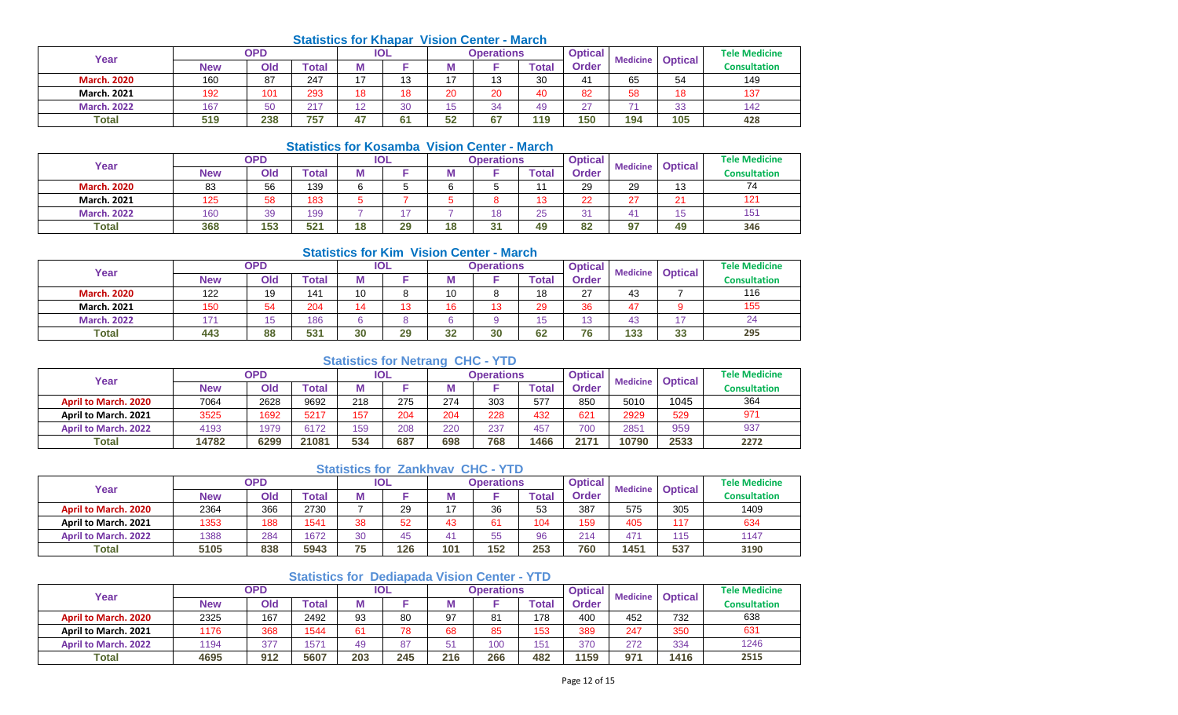### Statistics for Khapar Vision Center - March

| Year | OPD | | | IOL | | Operations | | | Optical Order | Medicine | Optical | Tele Medicine Consultation |
|---|---|---|---|---|---|---|---|---|---|---|---|---|
| | New | Old | Total | M | F | M | F | Total | | | | |
| March. 2020 | 160 | 87 | 247 | 17 | 13 | 17 | 13 | 30 | 41 | 65 | 54 | 149 |
| March. 2021 | 192 | 101 | 293 | 18 | 18 | 20 | 20 | 40 | 82 | 58 | 18 | 137 |
| March. 2022 | 167 | 50 | 217 | 12 | 30 | 15 | 34 | 49 | 27 | 71 | 33 | 142 |
| Total | 519 | 238 | 757 | 47 | 61 | 52 | 67 | 119 | 150 | 194 | 105 | 428 |

### Statistics for Kosamba Vision Center - March

| Year | OPD | | | IOL | | Operations | | | Optical Order | Medicine | Optical | Tele Medicine Consultation |
|---|---|---|---|---|---|---|---|---|---|---|---|---|
| | New | Old | Total | M | F | M | F | Total | | | | |
| March. 2020 | 83 | 56 | 139 | 6 | 5 | 6 | 5 | 11 | 29 | 29 | 13 | 74 |
| March. 2021 | 125 | 58 | 183 | 5 | 7 | 5 | 8 | 13 | 22 | 27 | 21 | 121 |
| March. 2022 | 160 | 39 | 199 | 7 | 17 | 7 | 18 | 25 | 31 | 41 | 15 | 151 |
| Total | 368 | 153 | 521 | 18 | 29 | 18 | 31 | 49 | 82 | 97 | 49 | 346 |

### Statistics for Kim Vision Center - March

| Year | OPD | | | IOL | | Operations | | | Optical Order | Medicine | Optical | Tele Medicine Consultation |
|---|---|---|---|---|---|---|---|---|---|---|---|---|
| | New | Old | Total | M | F | M | F | Total | | | | |
| March. 2020 | 122 | 19 | 141 | 10 | 8 | 10 | 8 | 18 | 27 | 43 | 7 | 116 |
| March. 2021 | 150 | 54 | 204 | 14 | 13 | 16 | 13 | 29 | 36 | 47 | 9 | 155 |
| March. 2022 | 171 | 15 | 186 | 6 | 8 | 6 | 9 | 15 | 13 | 43 | 17 | 24 |
| Total | 443 | 88 | 531 | 30 | 29 | 32 | 30 | 62 | 76 | 133 | 33 | 295 |

### Statistics for Netrang CHC - YTD

| Year | OPD | | | IOL | | Operations | | | Optical Order | Medicine | Optical | Tele Medicine Consultation |
|---|---|---|---|---|---|---|---|---|---|---|---|---|
| | New | Old | Total | M | F | M | F | Total | | | | |
| April to March. 2020 | 7064 | 2628 | 9692 | 218 | 275 | 274 | 303 | 577 | 850 | 5010 | 1045 | 364 |
| April to March. 2021 | 3525 | 1692 | 5217 | 157 | 204 | 204 | 228 | 432 | 621 | 2929 | 529 | 971 |
| April to March. 2022 | 4193 | 1979 | 6172 | 159 | 208 | 220 | 237 | 457 | 700 | 2851 | 959 | 937 |
| Total | 14782 | 6299 | 21081 | 534 | 687 | 698 | 768 | 1466 | 2171 | 10790 | 2533 | 2272 |

### Statistics for Zankhvav CHC - YTD

| Year | OPD | | | IOL | | Operations | | | Optical Order | Medicine | Optical | Tele Medicine Consultation |
|---|---|---|---|---|---|---|---|---|---|---|---|---|
| | New | Old | Total | M | F | M | F | Total | | | | |
| April to March. 2020 | 2364 | 366 | 2730 | 7 | 29 | 17 | 36 | 53 | 387 | 575 | 305 | 1409 |
| April to March. 2021 | 1353 | 188 | 1541 | 38 | 52 | 43 | 61 | 104 | 159 | 405 | 117 | 634 |
| April to March. 2022 | 1388 | 284 | 1672 | 30 | 45 | 41 | 55 | 96 | 214 | 471 | 115 | 1147 |
| Total | 5105 | 838 | 5943 | 75 | 126 | 101 | 152 | 253 | 760 | 1451 | 537 | 3190 |

### Statistics for Dediapada Vision Center - YTD

| Year | OPD | | | IOL | | Operations | | | Optical Order | Medicine | Optical | Tele Medicine Consultation |
|---|---|---|---|---|---|---|---|---|---|---|---|---|
| | New | Old | Total | M | F | M | F | Total | | | | |
| April to March. 2020 | 2325 | 167 | 2492 | 93 | 80 | 97 | 81 | 178 | 400 | 452 | 732 | 638 |
| April to March. 2021 | 1176 | 368 | 1544 | 61 | 78 | 68 | 85 | 153 | 389 | 247 | 350 | 631 |
| April to March. 2022 | 1194 | 377 | 1571 | 49 | 87 | 51 | 100 | 151 | 370 | 272 | 334 | 1246 |
| Total | 4695 | 912 | 5607 | 203 | 245 | 216 | 266 | 482 | 1159 | 971 | 1416 | 2515 |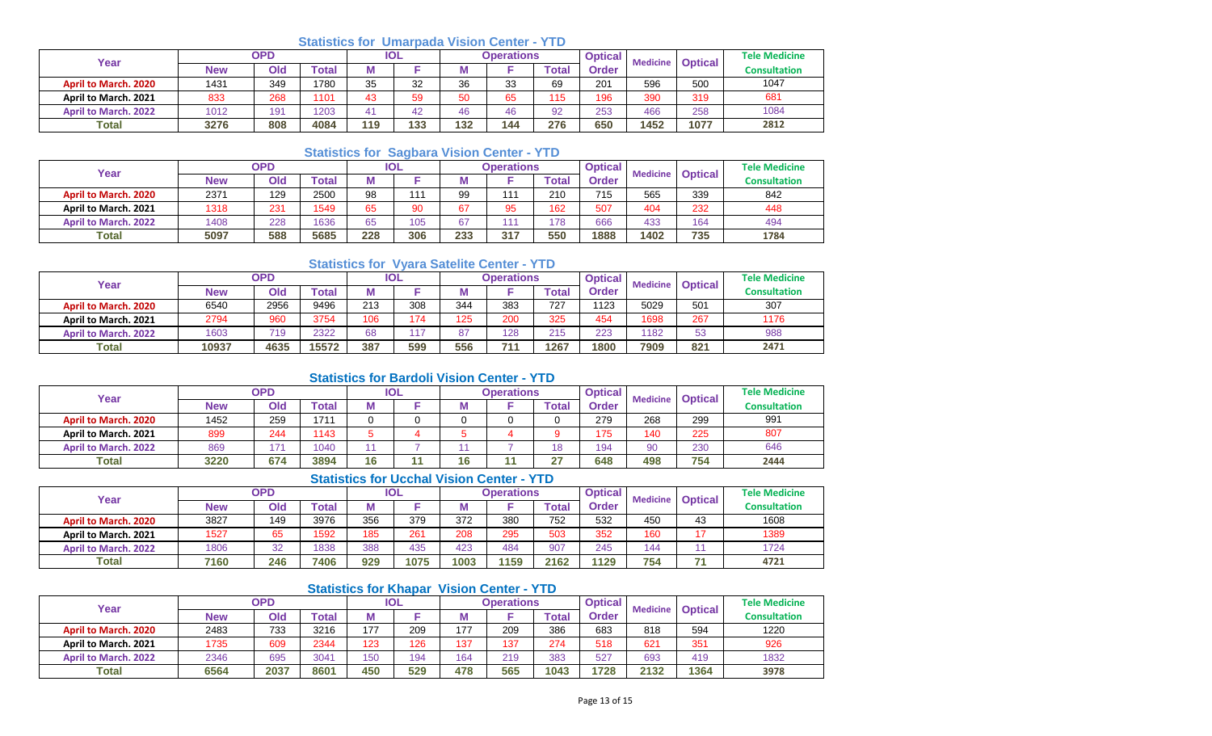### Statistics for Umarpada Vision Center - YTD

| Year | OPD | | | IOL | | Operations | | | Optical Order | Medicine | Optical | Tele Medicine Consultation |
|---|---|---|---|---|---|---|---|---|---|---|---|---|
| | New | Old | Total | M | F | M | F | Total | | | | |
| April to March. 2020 | 1431 | 349 | 1780 | 35 | 32 | 36 | 33 | 69 | 201 | 596 | 500 | 1047 |
| April to March. 2021 | 833 | 268 | 1101 | 43 | 59 | 50 | 65 | 115 | 196 | 390 | 319 | 681 |
| April to March. 2022 | 1012 | 191 | 1203 | 41 | 42 | 46 | 46 | 92 | 253 | 466 | 258 | 1084 |
| Total | 3276 | 808 | 4084 | 119 | 133 | 132 | 144 | 276 | 650 | 1452 | 1077 | 2812 |

### Statistics for Sagbara Vision Center - YTD

| Year | OPD | | | IOL | | Operations | | | Optical Order | Medicine | Optical | Tele Medicine Consultation |
|---|---|---|---|---|---|---|---|---|---|---|---|---|
| | New | Old | Total | M | F | M | F | Total | | | | |
| April to March. 2020 | 2371 | 129 | 2500 | 98 | 111 | 99 | 111 | 210 | 715 | 565 | 339 | 842 |
| April to March. 2021 | 1318 | 231 | 1549 | 65 | 90 | 67 | 95 | 162 | 507 | 404 | 232 | 448 |
| April to March. 2022 | 1408 | 228 | 1636 | 65 | 105 | 67 | 111 | 178 | 666 | 433 | 164 | 494 |
| Total | 5097 | 588 | 5685 | 228 | 306 | 233 | 317 | 550 | 1888 | 1402 | 735 | 1784 |

### Statistics for Vyara Satelite Center - YTD

| Year | OPD | | | IOL | | Operations | | | Optical Order | Medicine | Optical | Tele Medicine Consultation |
|---|---|---|---|---|---|---|---|---|---|---|---|---|
| | New | Old | Total | M | F | M | F | Total | | | | |
| April to March. 2020 | 6540 | 2956 | 9496 | 213 | 308 | 344 | 383 | 727 | 1123 | 5029 | 501 | 307 |
| April to March. 2021 | 2794 | 960 | 3754 | 106 | 174 | 125 | 200 | 325 | 454 | 1698 | 267 | 1176 |
| April to March. 2022 | 1603 | 719 | 2322 | 68 | 117 | 87 | 128 | 215 | 223 | 1182 | 53 | 988 |
| Total | 10937 | 4635 | 15572 | 387 | 599 | 556 | 711 | 1267 | 1800 | 7909 | 821 | 2471 |

### Statistics for Bardoli Vision Center - YTD

| Year | OPD | | | IOL | | Operations | | | Optical Order | Medicine | Optical | Tele Medicine Consultation |
|---|---|---|---|---|---|---|---|---|---|---|---|---|
| | New | Old | Total | M | F | M | F | Total | | | | |
| April to March. 2020 | 1452 | 259 | 1711 | 0 | 0 | 0 | 0 | 0 | 279 | 268 | 299 | 991 |
| April to March. 2021 | 899 | 244 | 1143 | 5 | 4 | 5 | 4 | 9 | 175 | 140 | 225 | 807 |
| April to March. 2022 | 869 | 171 | 1040 | 11 | 7 | 11 | 7 | 18 | 194 | 90 | 230 | 646 |
| Total | 3220 | 674 | 3894 | 16 | 11 | 16 | 11 | 27 | 648 | 498 | 754 | 2444 |

### Statistics for Ucchal Vision Center - YTD

| Year | OPD | | | IOL | | Operations | | | Optical Order | Medicine | Optical | Tele Medicine Consultation |
|---|---|---|---|---|---|---|---|---|---|---|---|---|
| | New | Old | Total | M | F | M | F | Total | | | | |
| April to March. 2020 | 3827 | 149 | 3976 | 356 | 379 | 372 | 380 | 752 | 532 | 450 | 43 | 1608 |
| April to March. 2021 | 1527 | 65 | 1592 | 185 | 261 | 208 | 295 | 503 | 352 | 160 | 17 | 1389 |
| April to March. 2022 | 1806 | 32 | 1838 | 388 | 435 | 423 | 484 | 907 | 245 | 144 | 11 | 1724 |
| Total | 7160 | 246 | 7406 | 929 | 1075 | 1003 | 1159 | 2162 | 1129 | 754 | 71 | 4721 |

### Statistics for Khapar Vision Center - YTD

| Year | OPD | | | IOL | | Operations | | | Optical Order | Medicine | Optical | Tele Medicine Consultation |
|---|---|---|---|---|---|---|---|---|---|---|---|---|
| | New | Old | Total | M | F | M | F | Total | | | | |
| April to March. 2020 | 2483 | 733 | 3216 | 177 | 209 | 177 | 209 | 386 | 683 | 818 | 594 | 1220 |
| April to March. 2021 | 1735 | 609 | 2344 | 123 | 126 | 137 | 137 | 274 | 518 | 621 | 351 | 926 |
| April to March. 2022 | 2346 | 695 | 3041 | 150 | 194 | 164 | 219 | 383 | 527 | 693 | 419 | 1832 |
| Total | 6564 | 2037 | 8601 | 450 | 529 | 478 | 565 | 1043 | 1728 | 2132 | 1364 | 3978 |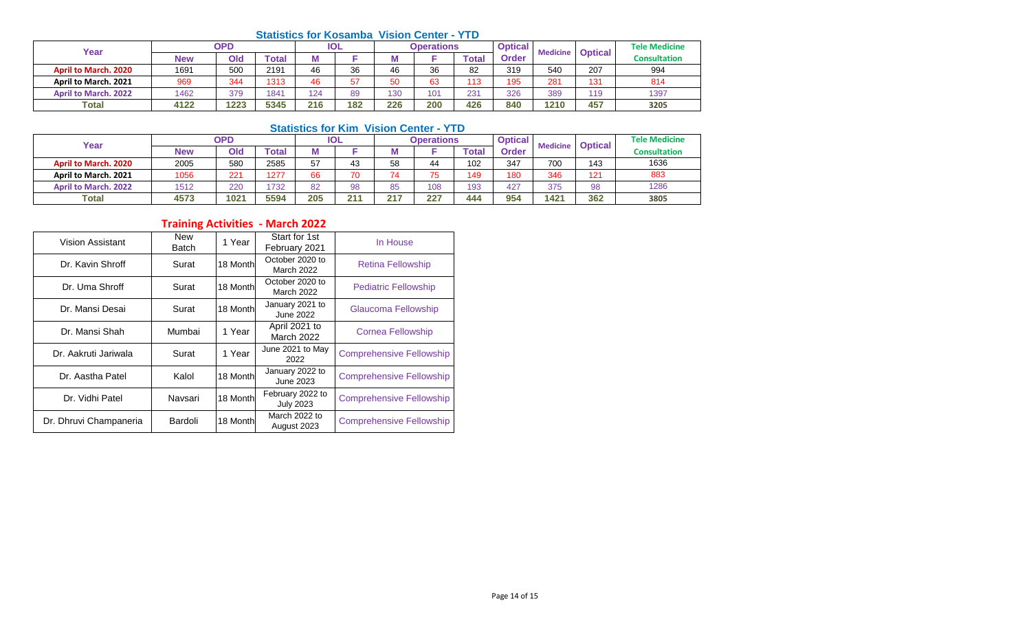## Statistics for Kosamba Vision Center - YTD

| Year | OPD | | | IOL | | Operations | | | Optical Order | Medicine | Optical | Tele Medicine Consultation |
|---|---|---|---|---|---|---|---|---|---|---|---|---|
| | New | Old | Total | M | F | M | F | Total | | | | |
| April to March. 2020 | 1691 | 500 | 2191 | 46 | 36 | 46 | 36 | 82 | 319 | 540 | 207 | 994 |
| April to March. 2021 | 969 | 344 | 1313 | 46 | 57 | 50 | 63 | 113 | 195 | 281 | 131 | 814 |
| April to March. 2022 | 1462 | 379 | 1841 | 124 | 89 | 130 | 101 | 231 | 326 | 389 | 119 | 1397 |
| **Total** | **4122** | **1223** | **5345** | **216** | **182** | **226** | **200** | **426** | **840** | **1210** | **457** | **3205** |

## Statistics for Kim Vision Center - YTD

| Year | OPD | | | IOL | | Operations | | | Optical Order | Medicine | Optical | Tele Medicine Consultation |
|---|---|---|---|---|---|---|---|---|---|---|---|---|
| | New | Old | Total | M | F | M | F | Total | | | | |
| April to March. 2020 | 2005 | 580 | 2585 | 57 | 43 | 58 | 44 | 102 | 347 | 700 | 143 | 1636 |
| April to March. 2021 | 1056 | 221 | 1277 | 66 | 70 | 74 | 75 | 149 | 180 | 346 | 121 | 883 |
| April to March. 2022 | 1512 | 220 | 1732 | 82 | 98 | 85 | 108 | 193 | 427 | 375 | 98 | 1286 |
| **Total** | **4573** | **1021** | **5594** | **205** | **211** | **217** | **227** | **444** | **954** | **1421** | **362** | **3805** |

## Training Activities - March 2022

| | | | | |
|---|---|---|---|---|
| Vision Assistant | New Batch | 1 Year | Start for 1st February 2021 | In House |
| Dr. Kavin Shroff | Surat | 18 Month | October 2020 to March 2022 | Retina Fellowship |
| Dr. Uma Shroff | Surat | 18 Month | October 2020 to March 2022 | Pediatric Fellowship |
| Dr. Mansi Desai | Surat | 18 Month | January 2021 to June 2022 | Glaucoma Fellowship |
| Dr. Mansi Shah | Mumbai | 1 Year | April 2021 to March 2022 | Cornea Fellowship |
| Dr. Aakruti Jariwala | Surat | 1 Year | June 2021 to May 2022 | Comprehensive Fellowship |
| Dr. Aastha Patel | Kalol | 18 Month | January 2022 to June 2023 | Comprehensive Fellowship |
| Dr. Vidhi Patel | Navsari | 18 Month | February 2022 to July 2023 | Comprehensive Fellowship |
| Dr. Dhruvi Champaneria | Bardoli | 18 Month | March 2022 to August 2023 | Comprehensive Fellowship |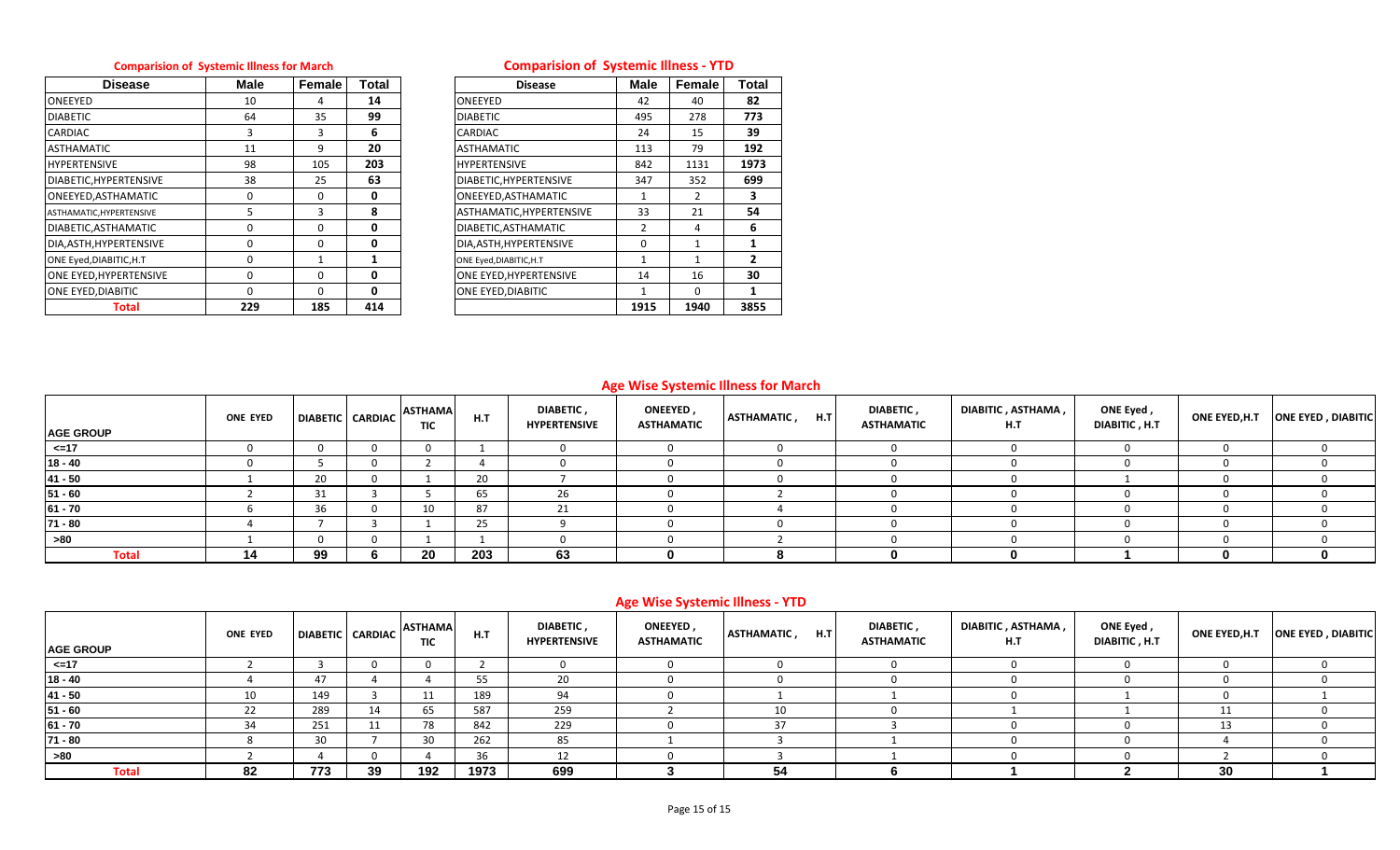### Comparision of Systemic Illness for March

| Disease | Male | Female | Total |
|---|---|---|---|
| ONEEYED | 10 | 4 | **14** |
| DIABETIC | 64 | 35 | **99** |
| CARDIAC | 3 | 3 | **6** |
| ASTHAMATIC | 11 | 9 | **20** |
| HYPERTENSIVE | 98 | 105 | **203** |
| DIABETIC,HYPERTENSIVE | 38 | 25 | **63** |
| ONEEYED,ASTHAMATIC | 0 | 0 | **0** |
| ASTHAMATIC,HYPERTENSIVE | 5 | 3 | **8** |
| DIABETIC,ASTHAMATIC | 0 | 0 | **0** |
| DIA,ASTH,HYPERTENSIVE | 0 | 0 | **0** |
| ONE Eyed,DIABITIC,H.T | 0 | 1 | **1** |
| ONE EYED,HYPERTENSIVE | 0 | 0 | **0** |
| ONE EYED,DIABITIC | 0 | 0 | **0** |
| **Total** | **229** | **185** | **414** |

### Comparision of Systemic Illness - YTD

| Disease | Male | Female | Total |
|---|---|---|---|
| ONEEYED | 42 | 40 | **82** |
| DIABETIC | 495 | 278 | **773** |
| CARDIAC | 24 | 15 | **39** |
| ASTHAMATIC | 113 | 79 | **192** |
| HYPERTENSIVE | 842 | 1131 | **1973** |
| DIABETIC,HYPERTENSIVE | 347 | 352 | **699** |
| ONEEYED,ASTHAMATIC | 1 | 2 | **3** |
| ASTHAMATIC,HYPERTENSIVE | 33 | 21 | **54** |
| DIABETIC,ASTHAMATIC | 2 | 4 | **6** |
| DIA,ASTH,HYPERTENSIVE | 0 | 1 | **1** |
| ONE Eyed,DIABITIC,H.T | 1 | 1 | **2** |
| ONE EYED,HYPERTENSIVE | 14 | 16 | **30** |
| ONE EYED,DIABITIC | 1 | 0 | **1** |
| | **1915** | **1940** | **3855** |

### Age Wise Systemic Illness for March

| AGE GROUP | ONE EYED | DIABETIC | CARDIAC | ASTHAMATIC | H.T | DIABETIC , HYPERTENSIVE | ONEEYED , ASTHAMATIC | ASTHAMATIC , H.T | DIABETIC , ASTHAMATIC | DIABITIC , ASTHAMA , H.T | ONE Eyed , DIABITIC , H.T | ONE EYED,H.T | ONE EYED , DIABITIC |
|---|---|---|---|---|---|---|---|---|---|---|---|---|---|
| <=17 | 0 | 0 | 0 | 0 | 1 | 0 | 0 | 0 | 0 | 0 | 0 | 0 | 0 |
| 18 - 40 | 0 | 5 | 0 | 2 | 4 | 0 | 0 | 0 | 0 | 0 | 0 | 0 | 0 |
| 41 - 50 | 1 | 20 | 0 | 1 | 20 | 7 | 0 | 0 | 0 | 0 | 1 | 0 | 0 |
| 51 - 60 | 2 | 31 | 3 | 5 | 65 | 26 | 0 | 2 | 0 | 0 | 0 | 0 | 0 |
| 61 - 70 | 6 | 36 | 0 | 10 | 87 | 21 | 0 | 4 | 0 | 0 | 0 | 0 | 0 |
| 71 - 80 | 4 | 7 | 3 | 1 | 25 | 9 | 0 | 0 | 0 | 0 | 0 | 0 | 0 |
| >80 | 1 | 0 | 0 | 1 | 1 | 0 | 0 | 2 | 0 | 0 | 0 | 0 | 0 |
| **Total** | **14** | **99** | **6** | **20** | **203** | **63** | **0** | **8** | **0** | **0** | **1** | **0** | **0** |

### Age Wise Systemic Illness - YTD

| AGE GROUP | ONE EYED | DIABETIC | CARDIAC | ASTHAMATIC | H.T | DIABETIC , HYPERTENSIVE | ONEEYED , ASTHAMATIC | ASTHAMATIC , H.T | DIABETIC , ASTHAMATIC | DIABITIC , ASTHAMA , H.T | ONE Eyed , DIABITIC , H.T | ONE EYED,H.T | ONE EYED , DIABITIC |
|---|---|---|---|---|---|---|---|---|---|---|---|---|---|
| <=17 | 2 | 3 | 0 | 0 | 2 | 0 | 0 | 0 | 0 | 0 | 0 | 0 | 0 |
| 18 - 40 | 4 | 47 | 4 | 4 | 55 | 20 | 0 | 0 | 0 | 0 | 0 | 0 | 0 |
| 41 - 50 | 10 | 149 | 3 | 11 | 189 | 94 | 0 | 1 | 1 | 0 | 1 | 0 | 1 |
| 51 - 60 | 22 | 289 | 14 | 65 | 587 | 259 | 2 | 10 | 0 | 1 | 1 | 11 | 0 |
| 61 - 70 | 34 | 251 | 11 | 78 | 842 | 229 | 0 | 37 | 3 | 0 | 0 | 13 | 0 |
| 71 - 80 | 8 | 30 | 7 | 30 | 262 | 85 | 1 | 3 | 1 | 0 | 0 | 4 | 0 |
| >80 | 2 | 4 | 0 | 4 | 36 | 12 | 0 | 3 | 1 | 0 | 0 | 2 | 0 |
| **Total** | **82** | **773** | **39** | **192** | **1973** | **699** | **3** | **54** | **6** | **1** | **2** | **30** | **1** |